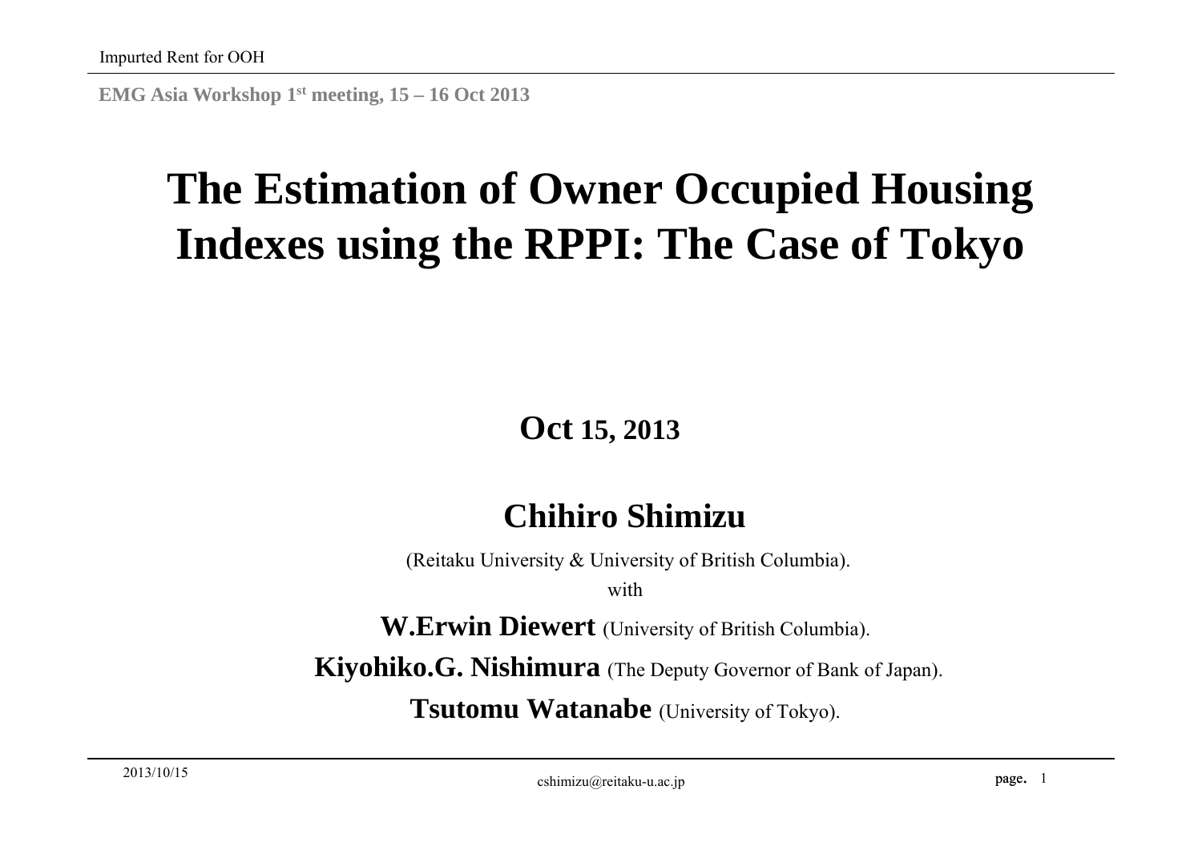**EMG Asia Workshop 1st meeting, 15 – 16 Oct 2013**

# The Estimation of Owner Occupied Housing Indexes using the RPPI: The Case of Tokyo

**Oct 15, 2013**

## Chihiro Shimizu

(Reitaku University & University of British Columbia).

with

**W.Erwin Diewert** (University of British Columbia).

**Kiyohiko.G. Nishimura** (The Deputy Governor of Bank of Japan).

**Tsutomu Watanabe** (University of Tokyo).

cshimizu@reitaku-u.ac.jp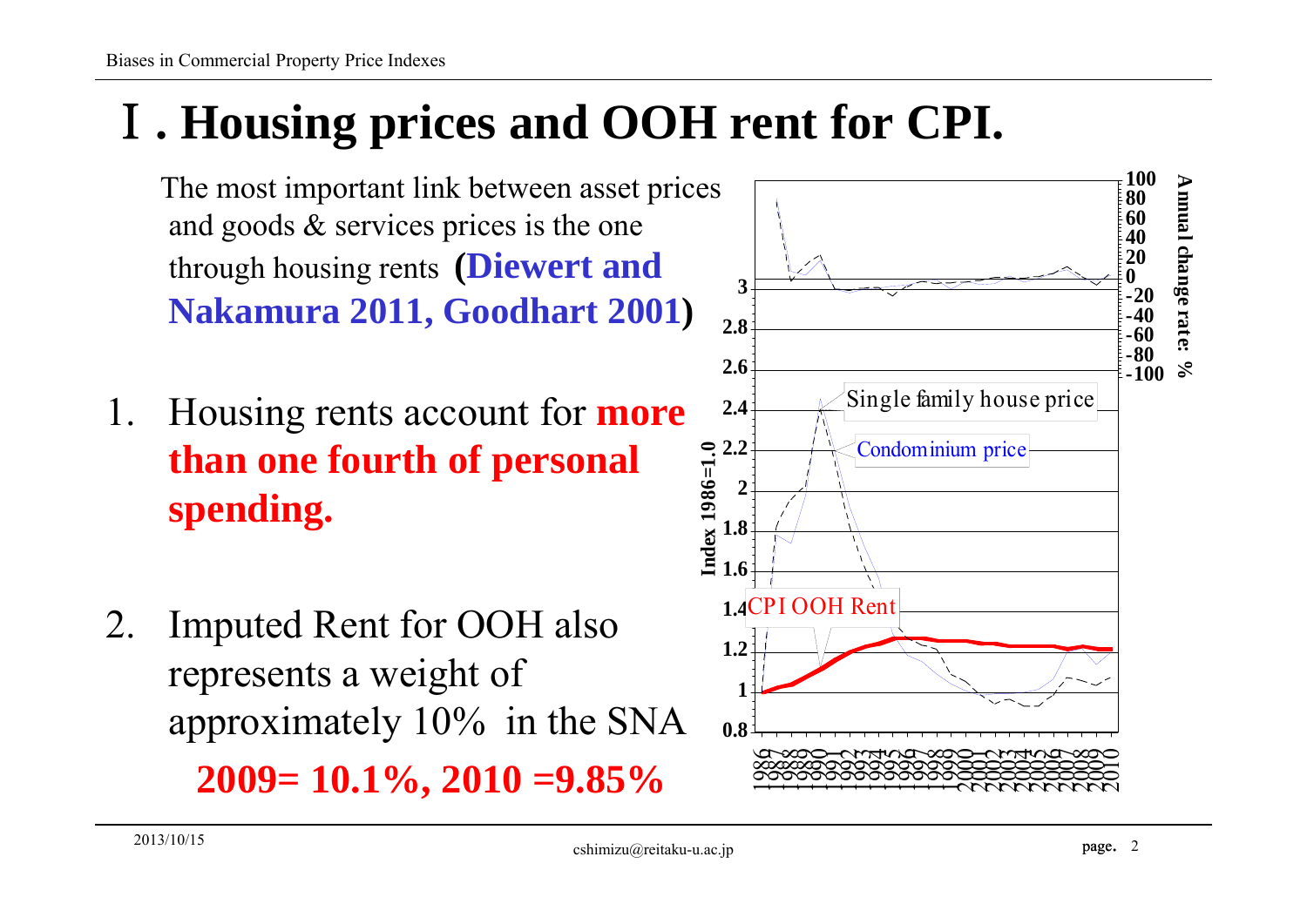# Ⅰ. Housing prices and OOH rent for CPI.

The most important link between asset prices and goods & services prices is the one through housing rents **(Diewert and Nakamura 2011, Goodhart 2001)**

1. Housing rents account for **more than one fourth of personal spending.**

2. Imputed Rent for OOH also represents a weight of approximately 10% in the SNA
   **2009= 10.1%, 2010 =9.85%**

Index 1986=1.0

0.8
1
1.2
1.4
1.6
1.8
2
2.2
2.4
2.6
2.8
3

Annual change rate: %

100
80
60
40
20
0
-20
-40
-60
-80
-100

Single family house price

Condominium price

CPI OOH Rent

1986
1987
1988
1989
1990
1991
1992
1993
1994
1995
1996
1997
1998
1999
2000
2001
2002
2003
2004
2005
2006
2007
2008
2009
2010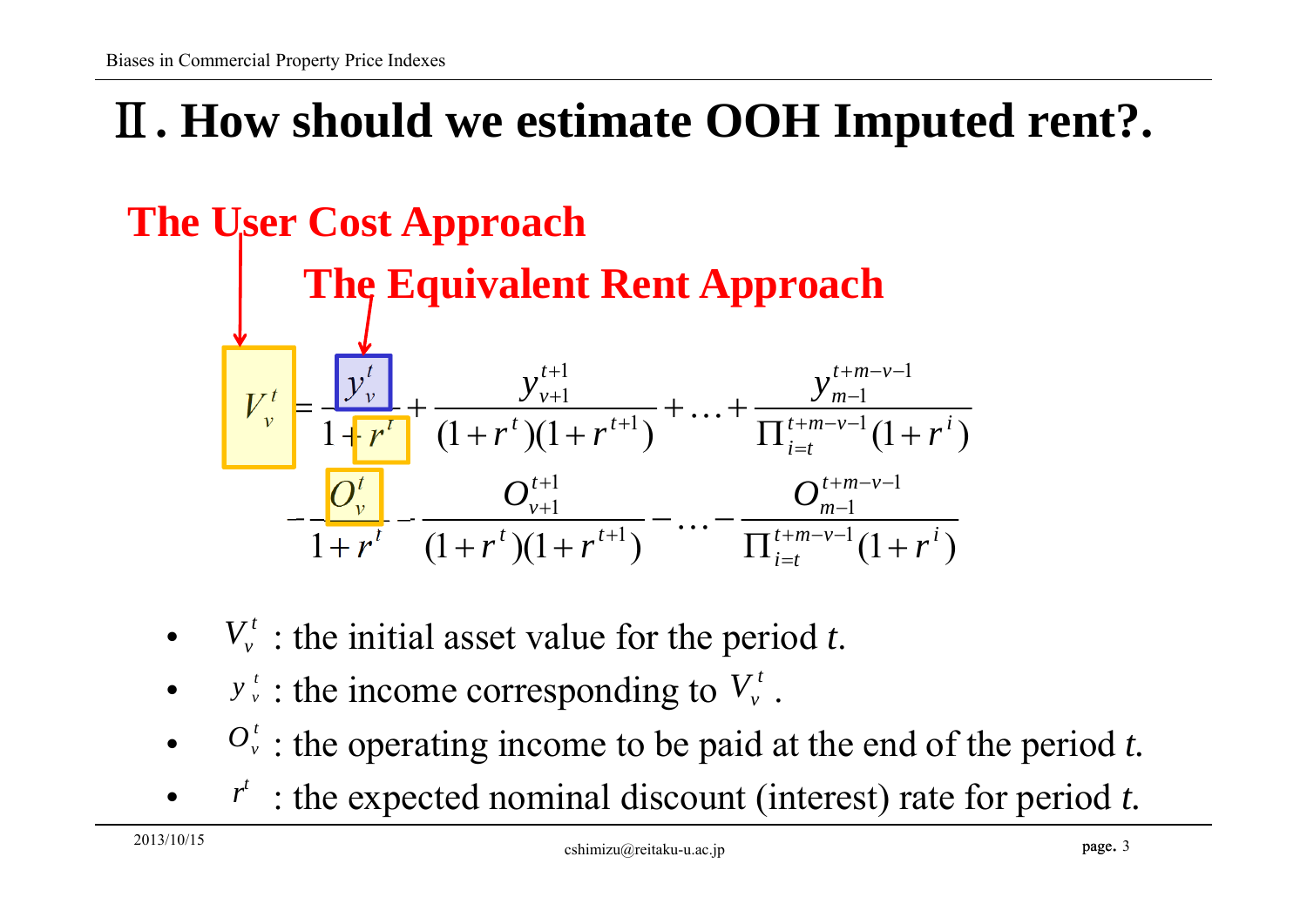# Ⅱ. How should we estimate OOH Imputed rent?.

**The User Cost Approach**

**The Equivalent Rent Approach**

$$V_v^t = \frac{y_v^t}{1+r^t} + \frac{y_{v+1}^{t+1}}{(1+r^t)(1+r^{t+1})} + \ldots + \frac{y_{m-1}^{t+m-v-1}}{\Pi_{i=t}^{t+m-v-1}(1+r^i)}$$
$$- \frac{O_v^t}{1+r^t} - \frac{O_{v+1}^{t+1}}{(1+r^t)(1+r^{t+1})} - \ldots - \frac{O_{m-1}^{t+m-v-1}}{\Pi_{i=t}^{t+m-v-1}(1+r^i)}$$

- $V_v^t$ : the initial asset value for the period *t*.
- $y_v^t$ : the income corresponding to $V_v^t$ .
- $O_v^t$ : the operating income to be paid at the end of the period *t*.
- $r^t$ : the expected nominal discount (interest) rate for period *t*.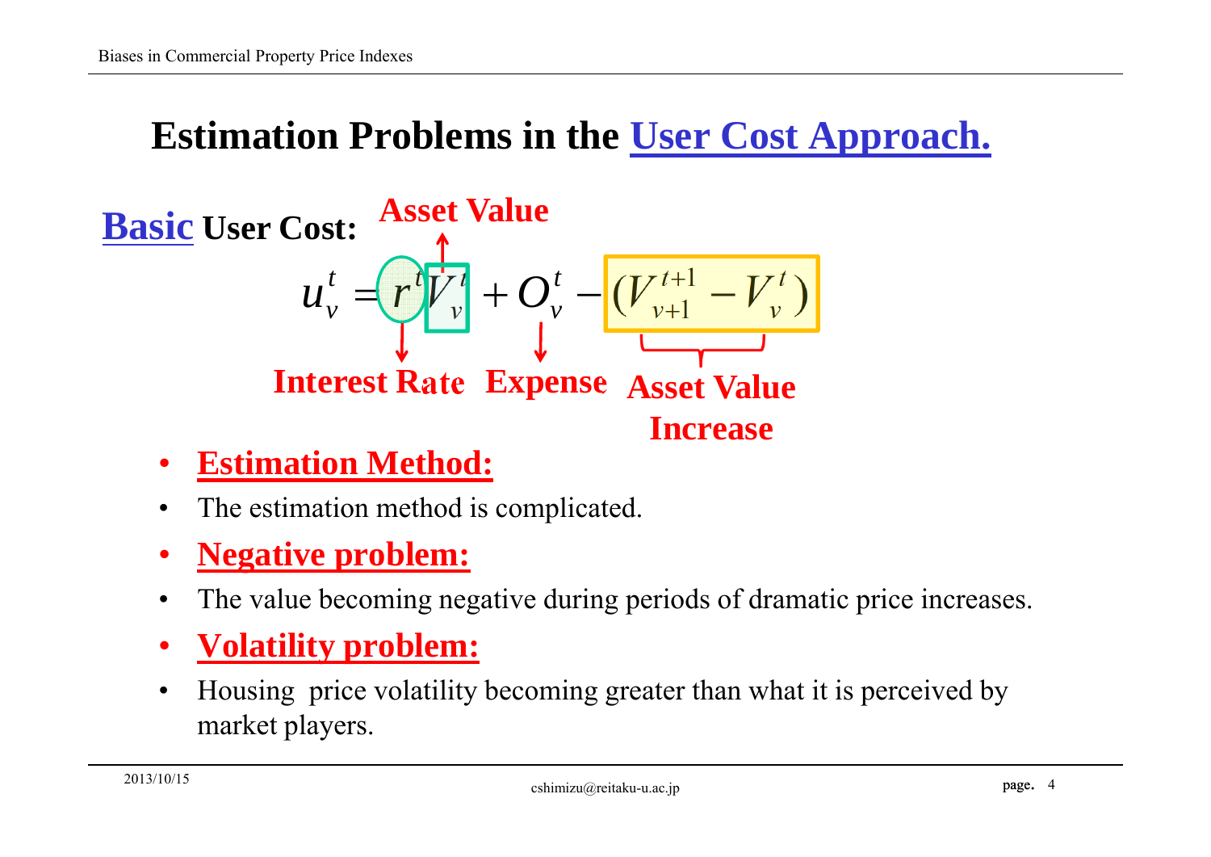# Estimation Problems in the User Cost Approach.

**Basic User Cost:**

Asset Value

$$u_v^t = r^t V_v^t + O_v^t - (V_{v+1}^{t+1} - V_v^t)$$

Interest Rate Expense Asset Value Increase

- **Estimation Method:**
- The estimation method is complicated.
- **Negative problem:**
- The value becoming negative during periods of dramatic price increases.
- **Volatility problem:**
- Housing price volatility becoming greater than what it is perceived by market players.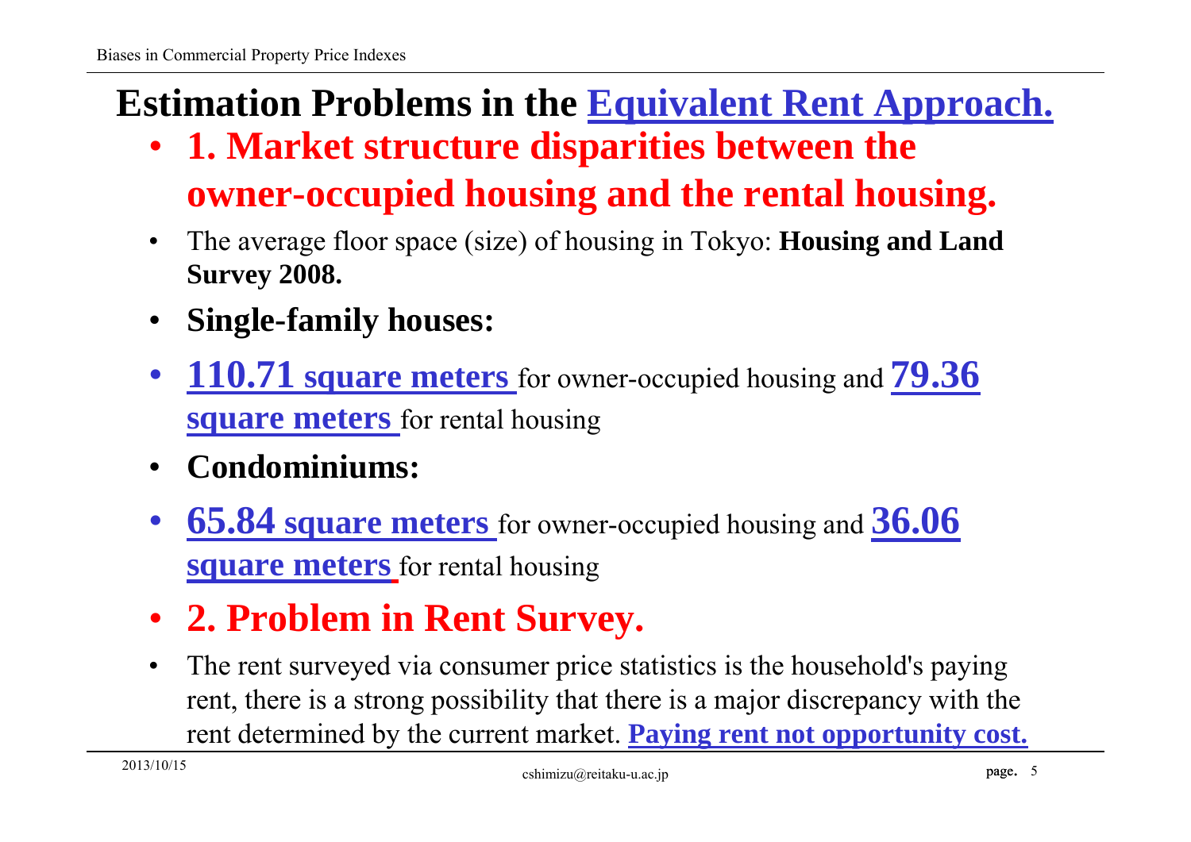# Estimation Problems in the Equivalent Rent Approach.

- **1. Market structure disparities between the owner-occupied housing and the rental housing.**
- The average floor space (size) of housing in Tokyo: **Housing and Land Survey 2008.**
- **Single-family houses:**
- **110.71 square meters** for owner-occupied housing and **79.36 square meters** for rental housing
- **Condominiums:**
- **65.84 square meters** for owner-occupied housing and **36.06 square meters** for rental housing
- **2. Problem in Rent Survey.**
- The rent surveyed via consumer price statistics is the household's paying rent, there is a strong possibility that there is a major discrepancy with the rent determined by the current market. **Paying rent not opportunity cost.**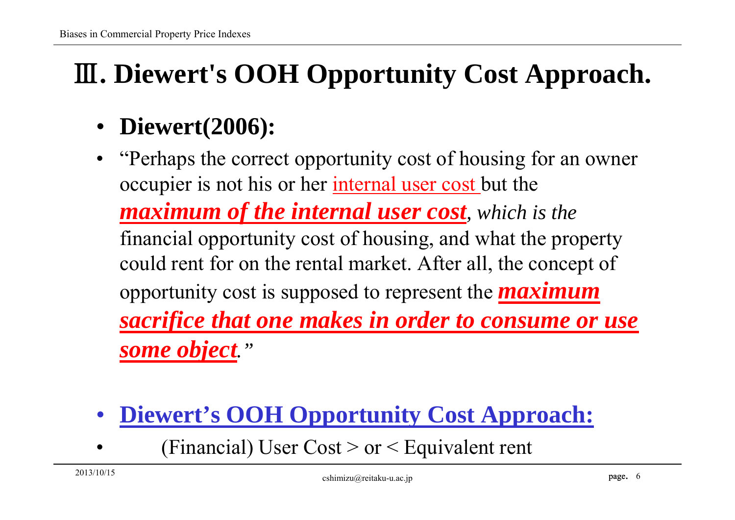# Ⅲ. Diewert's OOH Opportunity Cost Approach.

- **Diewert(2006):**
- "Perhaps the correct opportunity cost of housing for an owner occupier is not his or her internal user cost but the ***maximum of the internal user cost****, which is the* financial opportunity cost of housing, and what the property could rent for on the rental market. After all, the concept of opportunity cost is supposed to represent the ***maximum sacrifice that one makes in order to consume or use some object****."*

- **Diewert's OOH Opportunity Cost Approach:**
- (Financial) User Cost > or < Equivalent rent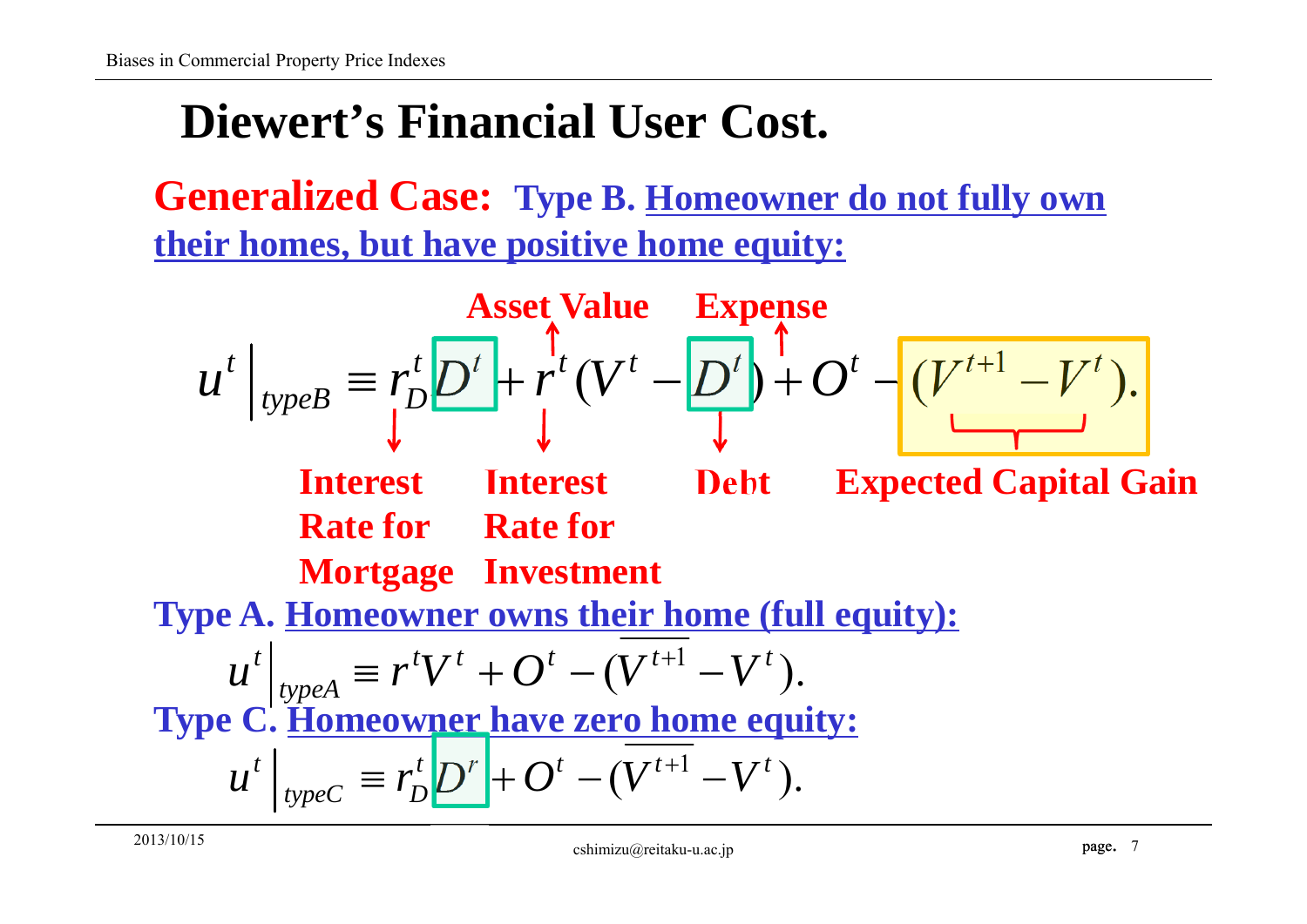# Diewert's Financial User Cost.

**Generalized Case:** **Type B.** **Homeowner do not fully own their homes, but have positive home equity:**

$$u^t\Big|_{typeB} \equiv r_D^t D^t + r^t (V^t - D^t) + O^t - (\overline{V^{t+1}} - V^t).$$

Asset Value — Expense

Interest Rate for Mortgage — Interest Rate for Investment — Debt — Expected Capital Gain

**Type A.** **Homeowner owns their home (full equity):**

$$u^t\Big|_{typeA} \equiv r^t V^t + O^t - (\overline{V^{t+1}} - V^t).$$

**Type C.** **Homeowner have zero home equity:**

$$u^t\Big|_{typeC} \equiv r_D^t D^r + O^t - (\overline{V^{t+1}} - V^t).$$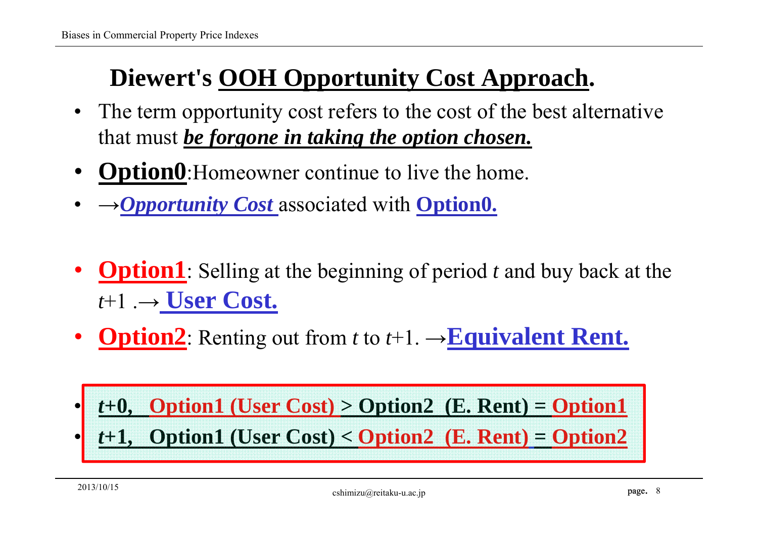# Diewert's OOH Opportunity Cost Approach.

- The term opportunity cost refers to the cost of the best alternative that must ***be forgone in taking the option chosen.***
- **Option0**:Homeowner continue to live the home.
- →***Opportunity Cost*** associated with **Option0.**

- **Option1**: Selling at the beginning of period *t* and buy back at the *t*+1 .→ **User Cost.**
- **Option2**: Renting out from *t* to *t*+1. →**Equivalent Rent.**

- ***t*+0, Option1 (User Cost) > Option2 (E. Rent) = Option1**
- ***t*+1, Option1 (User Cost) < Option2 (E. Rent) = Option2**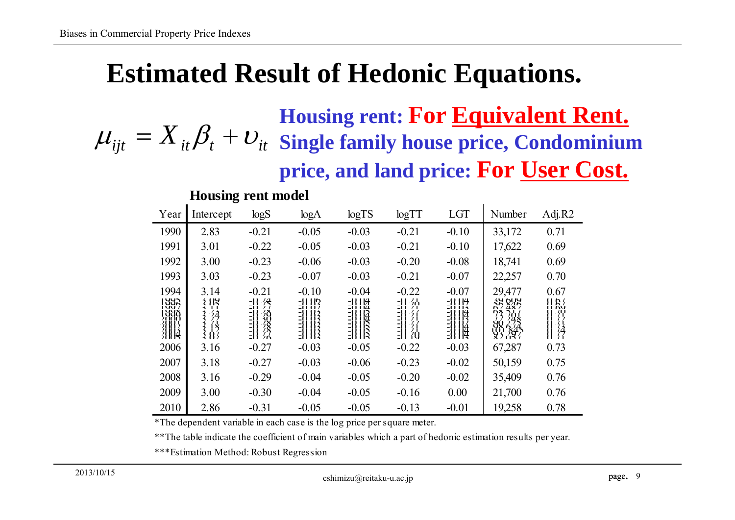# Estimated Result of Hedonic Equations.

$$\mu_{ijt} = X_{it}\beta_t + \upsilon_{it}$$

**Housing rent: For <u>Equivalent Rent.</u>**
**Single family house price, Condominium price, and land price: For <u>User Cost.</u>**

**Housing rent model**

| Year | Intercept | logS | logA | logTS | logTT | LGT | Number | Adj.R2 |
|---|---|---|---|---|---|---|---|---|
| 1990 | 2.83 | -0.21 | -0.05 | -0.03 | -0.21 | -0.10 | 33,172 | 0.71 |
| 1991 | 3.01 | -0.22 | -0.05 | -0.03 | -0.21 | -0.10 | 17,622 | 0.69 |
| 1992 | 3.00 | -0.23 | -0.06 | -0.03 | -0.20 | -0.08 | 18,741 | 0.69 |
| 1993 | 3.03 | -0.23 | -0.07 | -0.03 | -0.21 | -0.07 | 22,257 | 0.70 |
| 1994 | 3.14 | -0.21 | -0.10 | -0.04 | -0.22 | -0.07 | 29,477 | 0.67 |
| 2006 | 3.16 | -0.27 | -0.03 | -0.05 | -0.22 | -0.03 | 67,287 | 0.73 |
| 2007 | 3.18 | -0.27 | -0.03 | -0.06 | -0.23 | -0.02 | 50,159 | 0.75 |
| 2008 | 3.16 | -0.29 | -0.04 | -0.05 | -0.20 | -0.02 | 35,409 | 0.76 |
| 2009 | 3.00 | -0.30 | -0.04 | -0.05 | -0.16 | 0.00 | 21,700 | 0.76 |
| 2010 | 2.86 | -0.31 | -0.05 | -0.05 | -0.13 | -0.01 | 19,258 | 0.78 |

*The dependent variable in each case is the log price per square meter.

**The table indicate the coefficient of main variables which a part of hedonic estimation results per year.

***Estimation Method: Robust Regression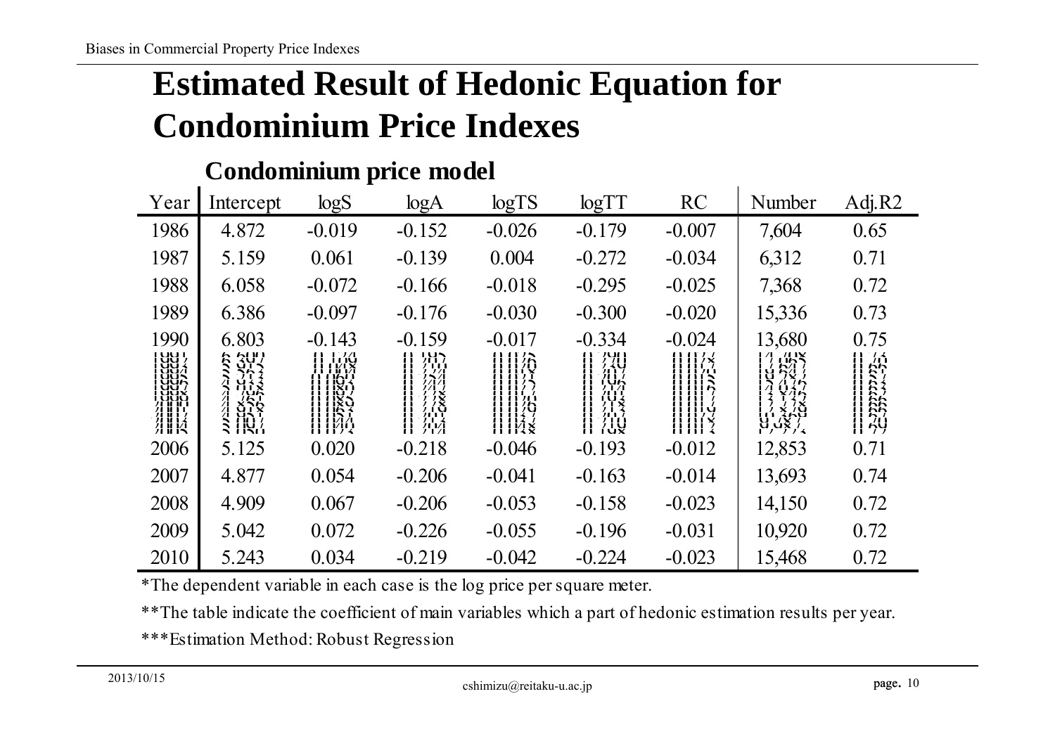# Estimated Result of Hedonic Equation for Condominium Price Indexes

## Condominium price model

| Year | Intercept | logS | logA | logTS | logTT | RC | Number | Adj.R2 |
|---|---|---|---|---|---|---|---|---|
| 1986 | 4.872 | -0.019 | -0.152 | -0.026 | -0.179 | -0.007 | 7,604 | 0.65 |
| 1987 | 5.159 | 0.061 | -0.139 | 0.004 | -0.272 | -0.034 | 6,312 | 0.71 |
| 1988 | 6.058 | -0.072 | -0.166 | -0.018 | -0.295 | -0.025 | 7,368 | 0.72 |
| 1989 | 6.386 | -0.097 | -0.176 | -0.030 | -0.300 | -0.020 | 15,336 | 0.73 |
| 1990 | 6.803 | -0.143 | -0.159 | -0.017 | -0.334 | -0.024 | 13,680 | 0.75 |
| 2006 | 5.125 | 0.020 | -0.218 | -0.046 | -0.193 | -0.012 | 12,853 | 0.71 |
| 2007 | 4.877 | 0.054 | -0.206 | -0.041 | -0.163 | -0.014 | 13,693 | 0.74 |
| 2008 | 4.909 | 0.067 | -0.206 | -0.053 | -0.158 | -0.023 | 14,150 | 0.72 |
| 2009 | 5.042 | 0.072 | -0.226 | -0.055 | -0.196 | -0.031 | 10,920 | 0.72 |
| 2010 | 5.243 | 0.034 | -0.219 | -0.042 | -0.224 | -0.023 | 15,468 | 0.72 |

*The dependent variable in each case is the log price per square meter.

**The table indicate the coefficient of main variables which a part of hedonic estimation results per year.

***Estimation Method: Robust Regression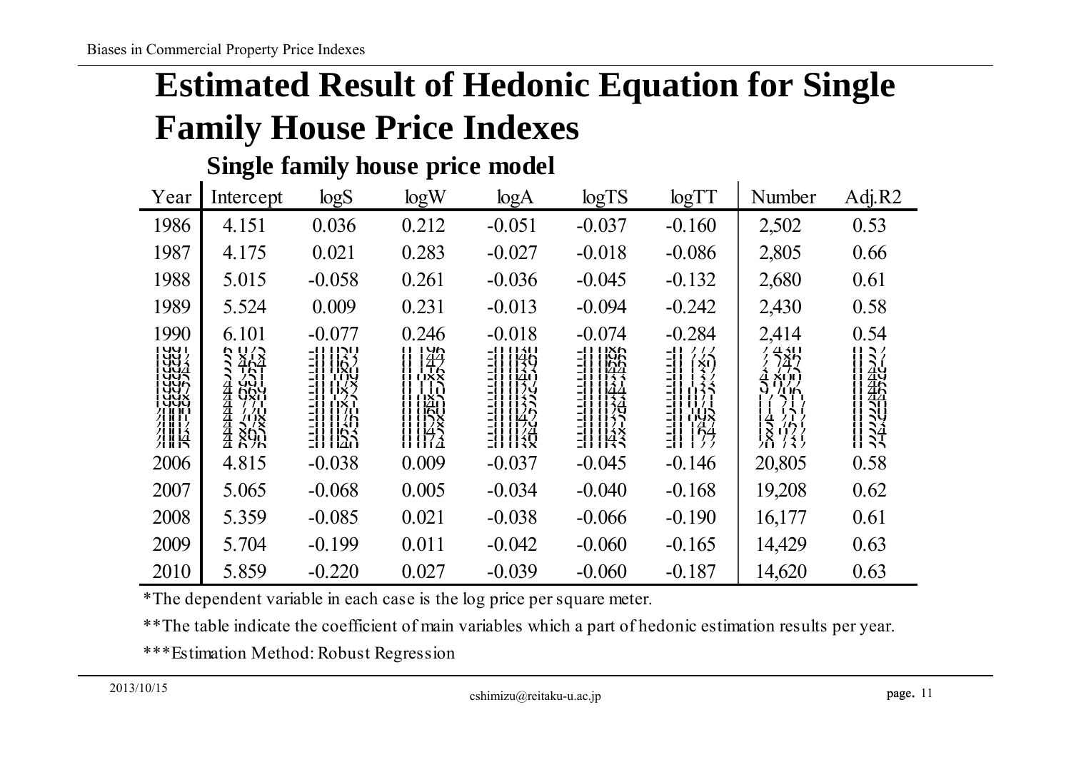# Estimated Result of Hedonic Equation for Single Family House Price Indexes

## Single family house price model

| Year | Intercept | logS | logW | logA | logTS | logTT | Number | Adj.R2 |
|---|---|---|---|---|---|---|---|---|
| 1986 | 4.151 | 0.036 | 0.212 | -0.051 | -0.037 | -0.160 | 2,502 | 0.53 |
| 1987 | 4.175 | 0.021 | 0.283 | -0.027 | -0.018 | -0.086 | 2,805 | 0.66 |
| 1988 | 5.015 | -0.058 | 0.261 | -0.036 | -0.045 | -0.132 | 2,680 | 0.61 |
| 1989 | 5.524 | 0.009 | 0.231 | -0.013 | -0.094 | -0.242 | 2,430 | 0.58 |
| 1990 | 6.101 | -0.077 | 0.246 | -0.018 | -0.074 | -0.284 | 2,414 | 0.54 |
| 2006 | 4.815 | -0.038 | 0.009 | -0.037 | -0.045 | -0.146 | 20,805 | 0.58 |
| 2007 | 5.065 | -0.068 | 0.005 | -0.034 | -0.040 | -0.168 | 19,208 | 0.62 |
| 2008 | 5.359 | -0.085 | 0.021 | -0.038 | -0.066 | -0.190 | 16,177 | 0.61 |
| 2009 | 5.704 | -0.199 | 0.011 | -0.042 | -0.060 | -0.165 | 14,429 | 0.63 |
| 2010 | 5.859 | -0.220 | 0.027 | -0.039 | -0.060 | -0.187 | 14,620 | 0.63 |

*The dependent variable in each case is the log price per square meter.

**The table indicate the coefficient of main variables which a part of hedonic estimation results per year.

***Estimation Method: Robust Regression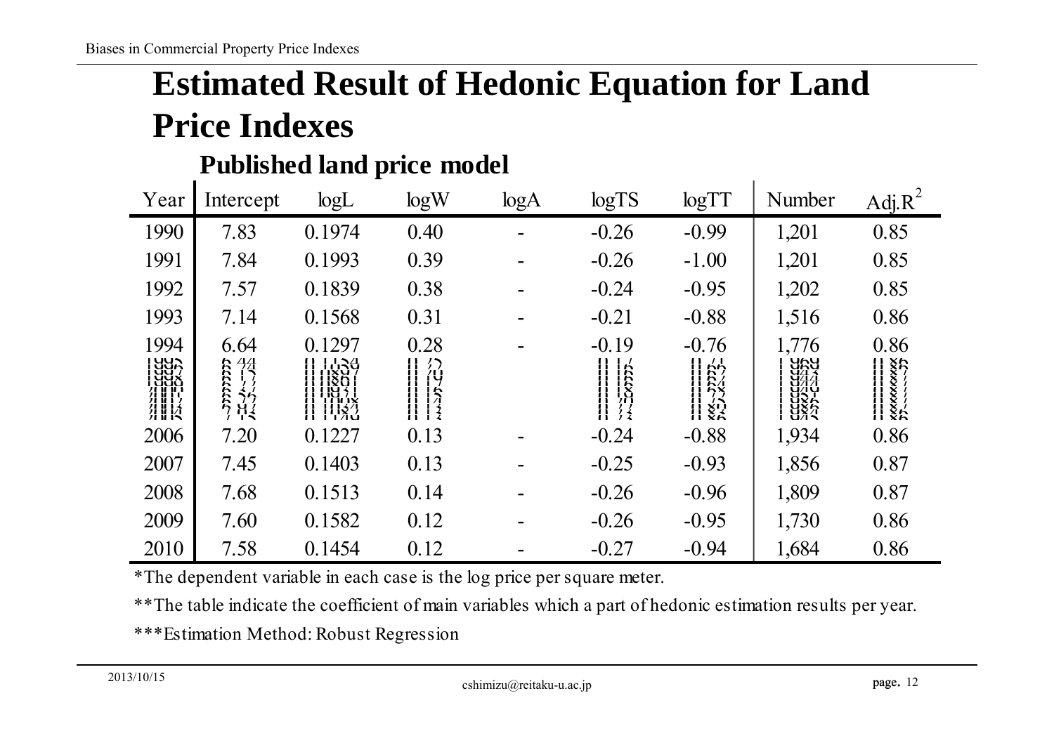# Estimated Result of Hedonic Equation for Land Price Indexes

## Published land price model

| Year | Intercept | logL | logW | logA | logTS | logTT | Number | Adj.$R^2$ |
|---|---|---|---|---|---|---|---|---|
| 1990 | 7.83 | 0.1974 | 0.40 | - | -0.26 | -0.99 | 1,201 | 0.85 |
| 1991 | 7.84 | 0.1993 | 0.39 | - | -0.26 | -1.00 | 1,201 | 0.85 |
| 1992 | 7.57 | 0.1839 | 0.38 | - | -0.24 | -0.95 | 1,202 | 0.85 |
| 1993 | 7.14 | 0.1568 | 0.31 | - | -0.21 | -0.88 | 1,516 | 0.86 |
| 1994 | 6.64 | 0.1297 | 0.28 | - | -0.19 | -0.76 | 1,776 | 0.86 |
| 2006 | 7.20 | 0.1227 | 0.13 | - | -0.24 | -0.88 | 1,934 | 0.86 |
| 2007 | 7.45 | 0.1403 | 0.13 | - | -0.25 | -0.93 | 1,856 | 0.87 |
| 2008 | 7.68 | 0.1513 | 0.14 | - | -0.26 | -0.96 | 1,809 | 0.87 |
| 2009 | 7.60 | 0.1582 | 0.12 | - | -0.26 | -0.95 | 1,730 | 0.86 |
| 2010 | 7.58 | 0.1454 | 0.12 | - | -0.27 | -0.94 | 1,684 | 0.86 |

*The dependent variable in each case is the log price per square meter.

**The table indicate the coefficient of main variables which a part of hedonic estimation results per year.

***Estimation Method: Robust Regression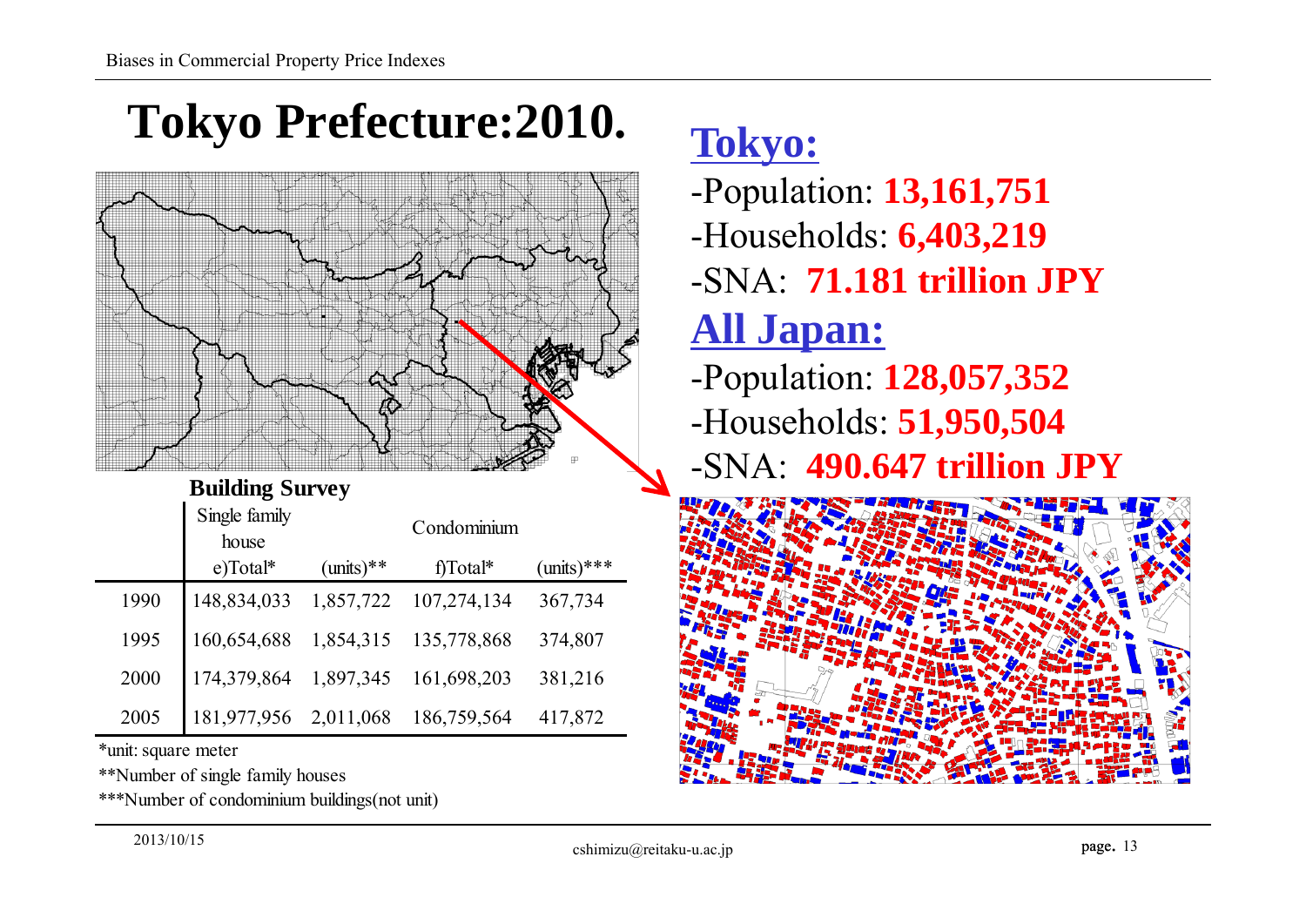# Tokyo Prefecture:2010.

**Building Survey**

| | Single family house e)Total* | (units)** | Condominium f)Total* | (units)*** |
|---|---|---|---|---|
| 1990 | 148,834,033 | 1,857,722 | 107,274,134 | 367,734 |
| 1995 | 160,654,688 | 1,854,315 | 135,778,868 | 374,807 |
| 2000 | 174,379,864 | 1,897,345 | 161,698,203 | 381,216 |
| 2005 | 181,977,956 | 2,011,068 | 186,759,564 | 417,872 |

*unit: square meter

**Number of single family houses

***Number of condominium buildings(not unit)

## Tokyo:

-Population: **13,161,751**

-Households: **6,403,219**

-SNA: **71.181 trillion JPY**

## All Japan:

-Population: **128,057,352**

-Households: **51,950,504**

-SNA: **490.647 trillion JPY**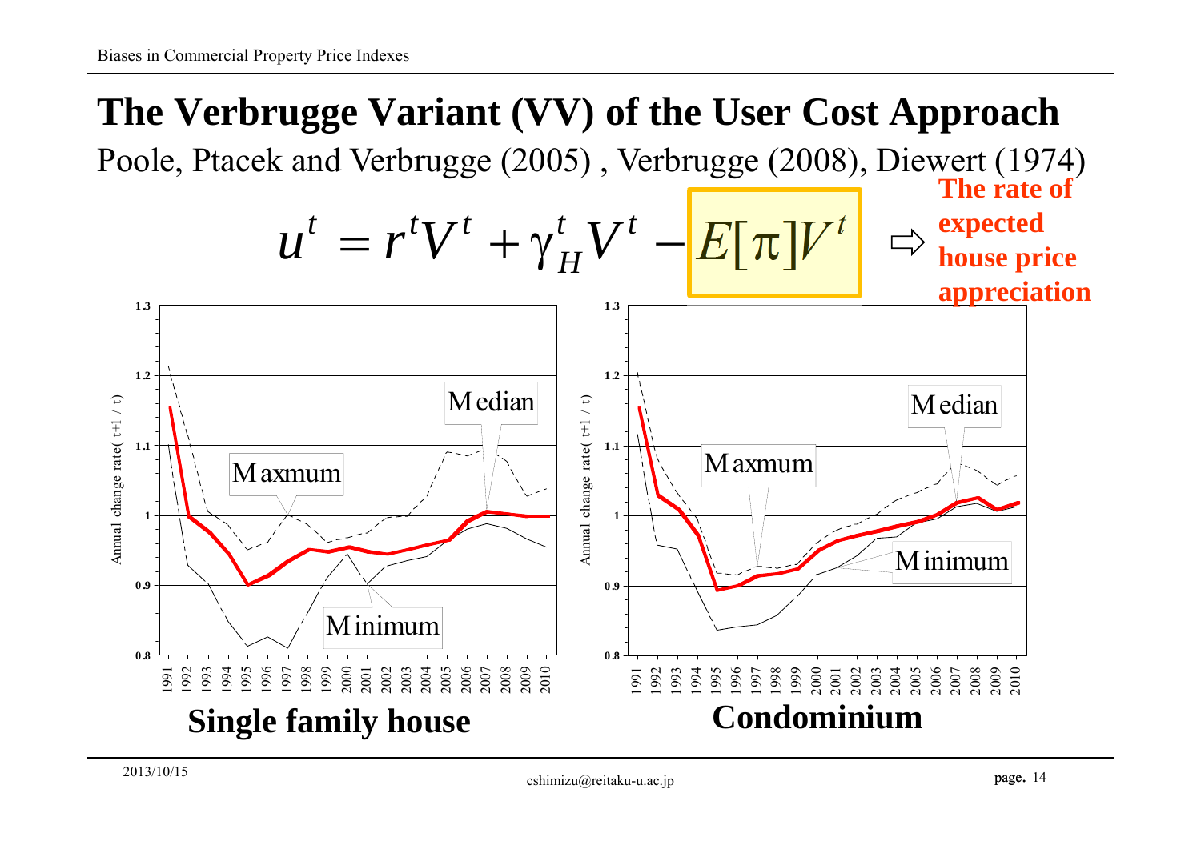# The Verbrugge Variant (VV) of the User Cost Approach

Poole, Ptacek and Verbrugge (2005) , Verbrugge (2008), Diewert (1974)

$$u^t = r^t V^t + \gamma_H^t V^t - E[\pi] V^t$$

⇨ **The rate of expected house price appreciation**

Annual change rate( t+1 / t)

1.3
1.2
1.1
1
0.9
0.8

1991 1992 1993 1994 1995 1996 1997 1998 1999 2000 2001 2002 2003 2004 2005 2006 2007 2008 2009 2010

Median

Maxmum

Minimum

**Single family house**

Annual change rate( t+1 / t)

1.3
1.2
1.1
1
0.9
0.8

1991 1992 1993 1994 1995 1996 1997 1998 1999 2000 2001 2002 2003 2004 2005 2006 2007 2008 2009 2010

Median

Maxmum

Minimum

**Condominium**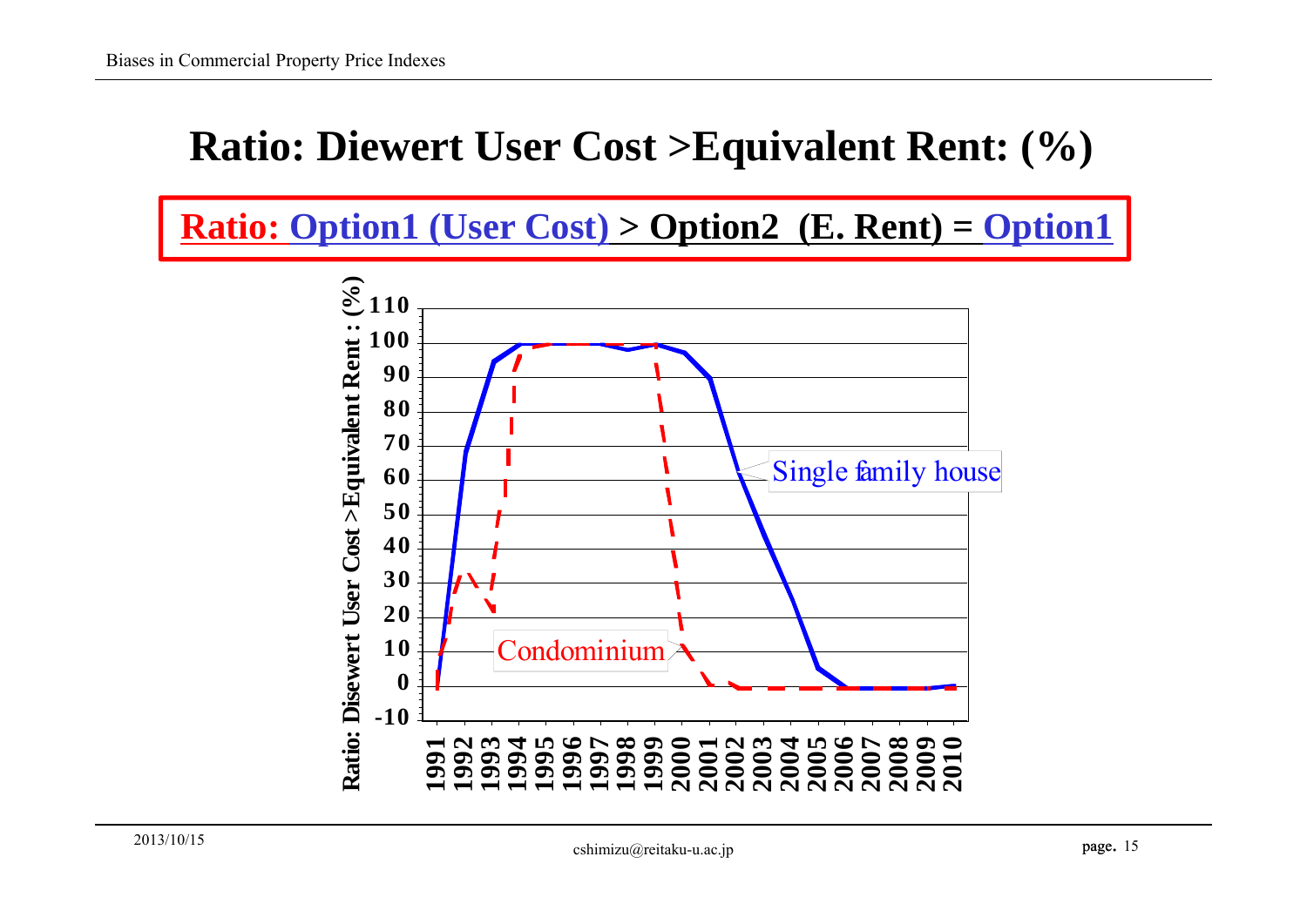# Ratio: Diewert User Cost >Equivalent Rent: (%)

**Ratio: Option1 (User Cost) > Option2 (E. Rent) = Option1**

Ratio: Disewert User Cost >Equivalent Rent : (%)

110
100
90
80
70
60
50
40
30
20
10
0
-10

1991 1992 1993 1994 1995 1996 1997 1998 1999 2000 2001 2002 2003 2004 2005 2006 2007 2008 2009 2010

Single family house

Condominium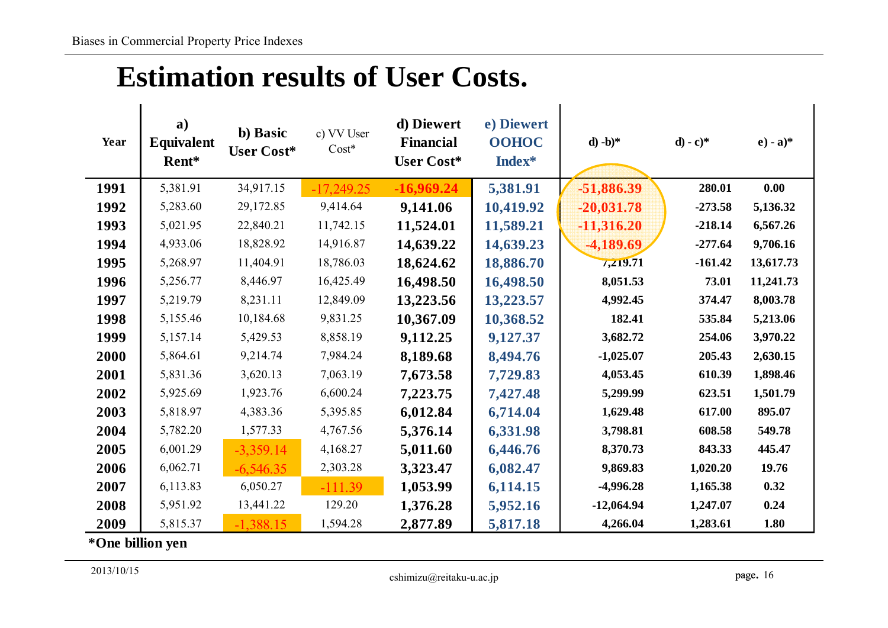# Estimation results of User Costs.

| Year | a) Equivalent Rent* | b) Basic User Cost* | c) VV User Cost* | d) Diewert Financial User Cost* | e) Diewert OOHOC Index* | d) -b)* | d) - c)* | e) - a)* |
|---|---|---|---|---|---|---|---|---|
| 1991 | 5,381.91 | 34,917.15 | -17,249.25 | -16,969.24 | 5,381.91 | -51,886.39 | 280.01 | 0.00 |
| 1992 | 5,283.60 | 29,172.85 | 9,414.64 | 9,141.06 | 10,419.92 | -20,031.78 | -273.58 | 5,136.32 |
| 1993 | 5,021.95 | 22,840.21 | 11,742.15 | 11,524.01 | 11,589.21 | -11,316.20 | -218.14 | 6,567.26 |
| 1994 | 4,933.06 | 18,828.92 | 14,916.87 | 14,639.22 | 14,639.23 | -4,189.69 | -277.64 | 9,706.16 |
| 1995 | 5,268.97 | 11,404.91 | 18,786.03 | 18,624.62 | 18,886.70 | 7,219.71 | -161.42 | 13,617.73 |
| 1996 | 5,256.77 | 8,446.97 | 16,425.49 | 16,498.50 | 16,498.50 | 8,051.53 | 73.01 | 11,241.73 |
| 1997 | 5,219.79 | 8,231.11 | 12,849.09 | 13,223.56 | 13,223.57 | 4,992.45 | 374.47 | 8,003.78 |
| 1998 | 5,155.46 | 10,184.68 | 9,831.25 | 10,367.09 | 10,368.52 | 182.41 | 535.84 | 5,213.06 |
| 1999 | 5,157.14 | 5,429.53 | 8,858.19 | 9,112.25 | 9,127.37 | 3,682.72 | 254.06 | 3,970.22 |
| 2000 | 5,864.61 | 9,214.74 | 7,984.24 | 8,189.68 | 8,494.76 | -1,025.07 | 205.43 | 2,630.15 |
| 2001 | 5,831.36 | 3,620.13 | 7,063.19 | 7,673.58 | 7,729.83 | 4,053.45 | 610.39 | 1,898.46 |
| 2002 | 5,925.69 | 1,923.76 | 6,600.24 | 7,223.75 | 7,427.48 | 5,299.99 | 623.51 | 1,501.79 |
| 2003 | 5,818.97 | 4,383.36 | 5,395.85 | 6,012.84 | 6,714.04 | 1,629.48 | 617.00 | 895.07 |
| 2004 | 5,782.20 | 1,577.33 | 4,767.56 | 5,376.14 | 6,331.98 | 3,798.81 | 608.58 | 549.78 |
| 2005 | 6,001.29 | -3,359.14 | 4,168.27 | 5,011.60 | 6,446.76 | 8,370.73 | 843.33 | 445.47 |
| 2006 | 6,062.71 | -6,546.35 | 2,303.28 | 3,323.47 | 6,082.47 | 9,869.83 | 1,020.20 | 19.76 |
| 2007 | 6,113.83 | 6,050.27 | -111.39 | 1,053.99 | 6,114.15 | -4,996.28 | 1,165.38 | 0.32 |
| 2008 | 5,951.92 | 13,441.22 | 129.20 | 1,376.28 | 5,952.16 | -12,064.94 | 1,247.07 | 0.24 |
| 2009 | 5,815.37 | -1,388.15 | 1,594.28 | 2,877.89 | 5,817.18 | 4,266.04 | 1,283.61 | 1.80 |

**\*One billion yen**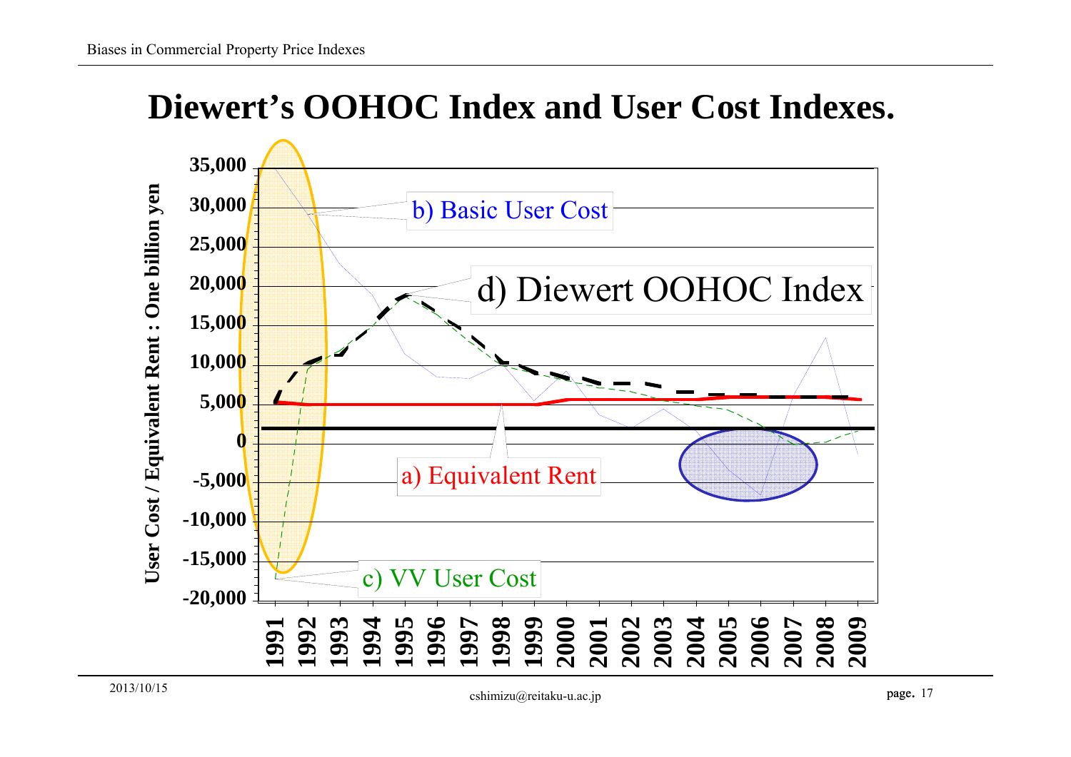# Diewert's OOHOC Index and User Cost Indexes.

User Cost / Equivalent Rent : One billion yen

35,000
30,000
25,000
20,000
15,000
10,000
5,000
0
-5,000
-10,000
-15,000
-20,000

1991
1992
1993
1994
1995
1996
1997
1998
1999
2000
2001
2002
2003
2004
2005
2006
2007
2008
2009

b) Basic User Cost

d) Diewert OOHOC Index

a) Equivalent Rent

c) VV User Cost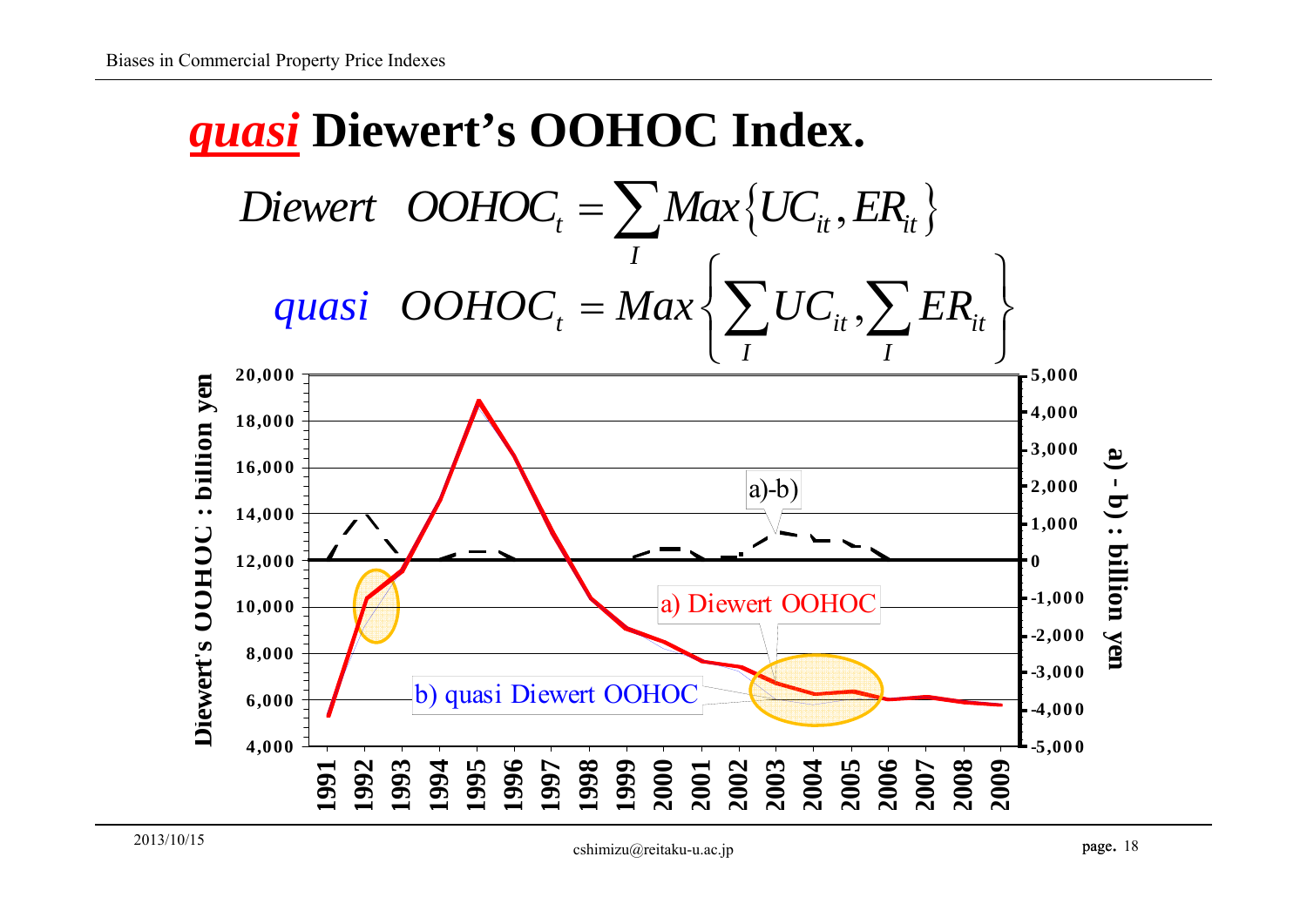# *quasi* Diewert's OOHOC Index.

$$Diewert \quad OOHOC_t = \sum_I Max\{UC_{it}, ER_{it}\}$$

$$quasi \quad OOHOC_t = Max\left\{\sum_I UC_{it}, \sum_I ER_{it}\right\}$$

Diewert's OOHOC : billion yen

20,000
18,000
16,000
14,000
12,000
10,000
8,000
6,000
4,000

a) - b) : billion yen

5,000
4,000
3,000
2,000
1,000
0
-1,000
-2,000
-3,000
-4,000
-5,000

a)-b)

a) Diewert OOHOC

b) quasi Diewert OOHOC

1991 1992 1993 1994 1995 1996 1997 1998 1999 2000 2001 2002 2003 2004 2005 2006 2007 2008 2009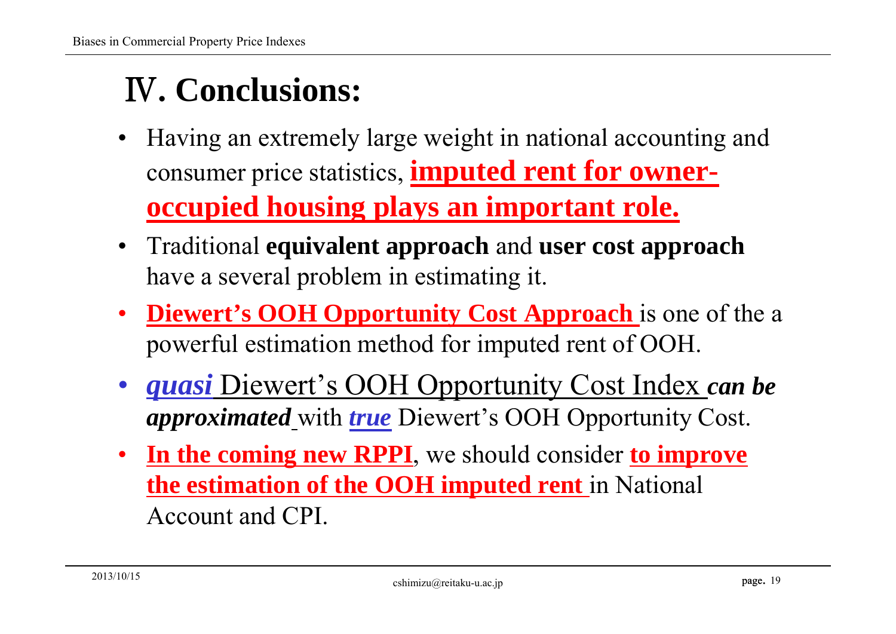# Ⅳ. Conclusions:

- Having an extremely large weight in national accounting and consumer price statistics, **imputed rent for owner-occupied housing plays an important role.**
- Traditional **equivalent approach** and **user cost approach** have a several problem in estimating it.
- **Diewert's OOH Opportunity Cost Approach** is one of the a powerful estimation method for imputed rent of OOH.
- ***quasi*** Diewert's OOH Opportunity Cost Index ***can be approximated*** with ***true*** Diewert's OOH Opportunity Cost.
- **In the coming new RPPI**, we should consider **to improve the estimation of the OOH imputed rent** in National Account and CPI.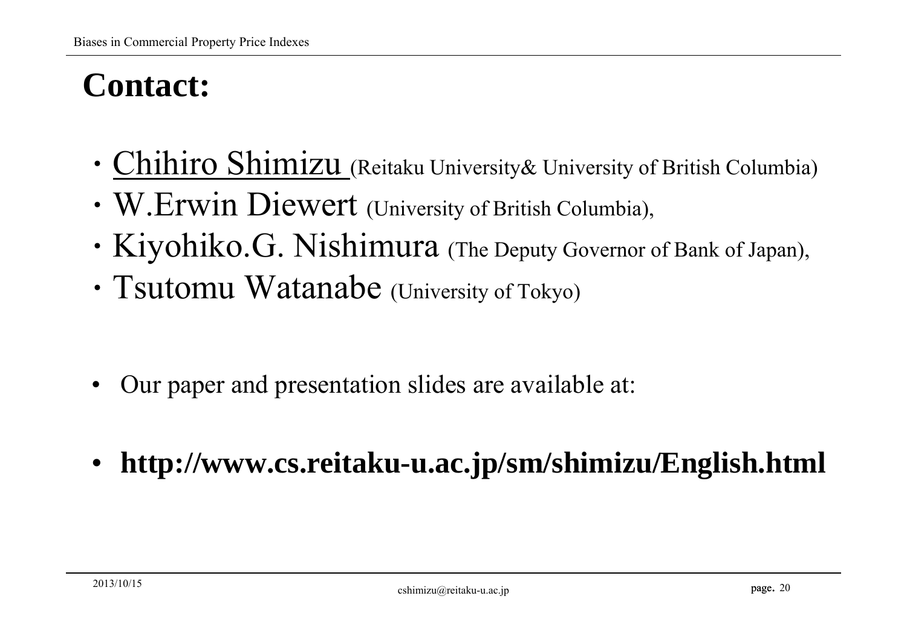# Contact:

- Chihiro Shimizu (Reitaku University& University of British Columbia)
- W.Erwin Diewert (University of British Columbia),
- Kiyohiko.G. Nishimura (The Deputy Governor of Bank of Japan),
- Tsutomu Watanabe (University of Tokyo)

- Our paper and presentation slides are available at:

- **http://www.cs.reitaku-u.ac.jp/sm/shimizu/English.html**

2013/10/15

cshimizu@reitaku-u.ac.jp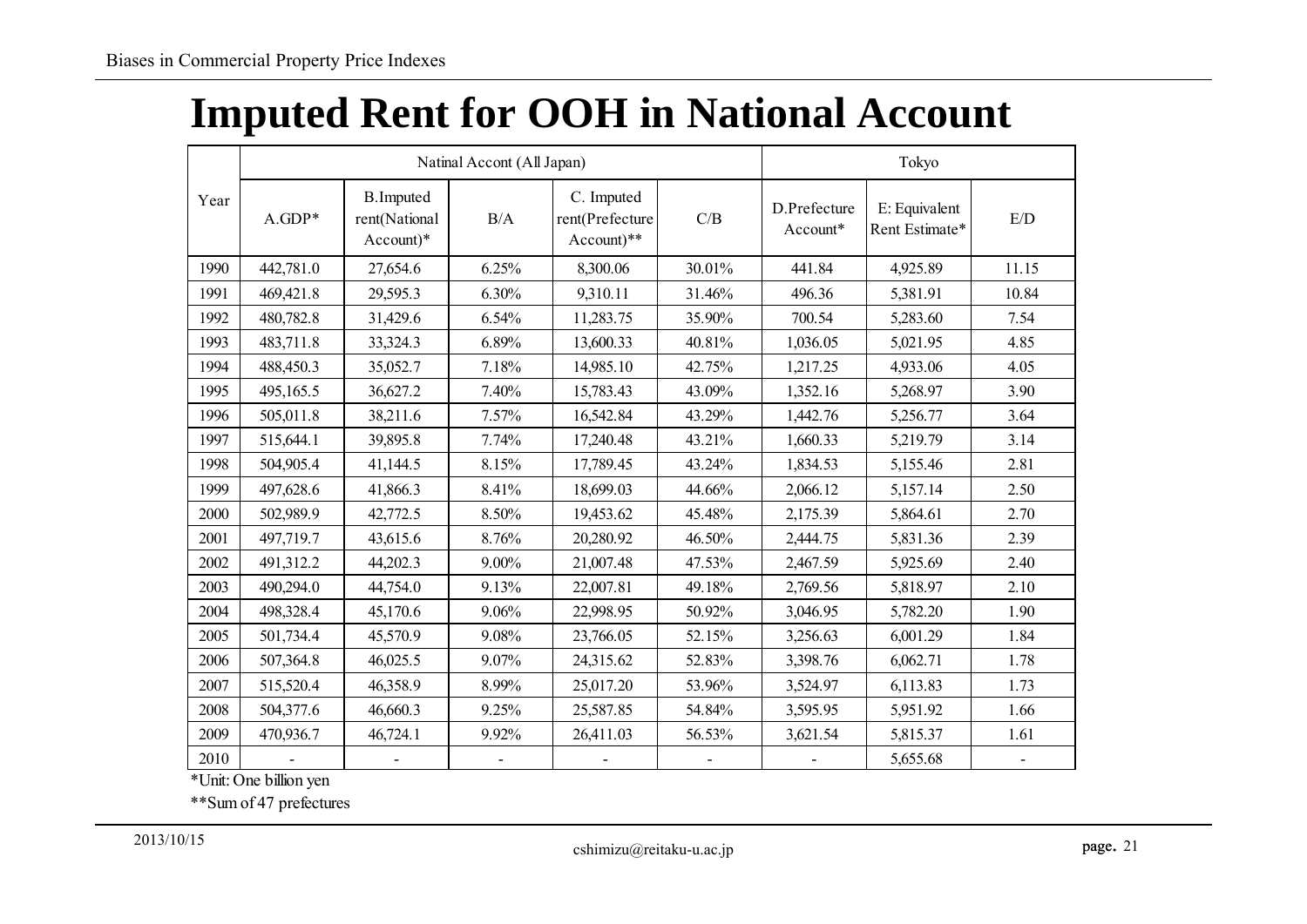# Imputed Rent for OOH in National Account

| Year | Natinal Accont (All Japan) | | | | | Tokyo | | |
|---|---|---|---|---|---|---|---|---|
| | A.GDP* | B.Imputed rent(National Account)* | B/A | C. Imputed rent(Prefecture Account)** | C/B | D.Prefecture Account* | E: Equivalent Rent Estimate* | E/D |
| 1990 | 442,781.0 | 27,654.6 | 6.25% | 8,300.06 | 30.01% | 441.84 | 4,925.89 | 11.15 |
| 1991 | 469,421.8 | 29,595.3 | 6.30% | 9,310.11 | 31.46% | 496.36 | 5,381.91 | 10.84 |
| 1992 | 480,782.8 | 31,429.6 | 6.54% | 11,283.75 | 35.90% | 700.54 | 5,283.60 | 7.54 |
| 1993 | 483,711.8 | 33,324.3 | 6.89% | 13,600.33 | 40.81% | 1,036.05 | 5,021.95 | 4.85 |
| 1994 | 488,450.3 | 35,052.7 | 7.18% | 14,985.10 | 42.75% | 1,217.25 | 4,933.06 | 4.05 |
| 1995 | 495,165.5 | 36,627.2 | 7.40% | 15,783.43 | 43.09% | 1,352.16 | 5,268.97 | 3.90 |
| 1996 | 505,011.8 | 38,211.6 | 7.57% | 16,542.84 | 43.29% | 1,442.76 | 5,256.77 | 3.64 |
| 1997 | 515,644.1 | 39,895.8 | 7.74% | 17,240.48 | 43.21% | 1,660.33 | 5,219.79 | 3.14 |
| 1998 | 504,905.4 | 41,144.5 | 8.15% | 17,789.45 | 43.24% | 1,834.53 | 5,155.46 | 2.81 |
| 1999 | 497,628.6 | 41,866.3 | 8.41% | 18,699.03 | 44.66% | 2,066.12 | 5,157.14 | 2.50 |
| 2000 | 502,989.9 | 42,772.5 | 8.50% | 19,453.62 | 45.48% | 2,175.39 | 5,864.61 | 2.70 |
| 2001 | 497,719.7 | 43,615.6 | 8.76% | 20,280.92 | 46.50% | 2,444.75 | 5,831.36 | 2.39 |
| 2002 | 491,312.2 | 44,202.3 | 9.00% | 21,007.48 | 47.53% | 2,467.59 | 5,925.69 | 2.40 |
| 2003 | 490,294.0 | 44,754.0 | 9.13% | 22,007.81 | 49.18% | 2,769.56 | 5,818.97 | 2.10 |
| 2004 | 498,328.4 | 45,170.6 | 9.06% | 22,998.95 | 50.92% | 3,046.95 | 5,782.20 | 1.90 |
| 2005 | 501,734.4 | 45,570.9 | 9.08% | 23,766.05 | 52.15% | 3,256.63 | 6,001.29 | 1.84 |
| 2006 | 507,364.8 | 46,025.5 | 9.07% | 24,315.62 | 52.83% | 3,398.76 | 6,062.71 | 1.78 |
| 2007 | 515,520.4 | 46,358.9 | 8.99% | 25,017.20 | 53.96% | 3,524.97 | 6,113.83 | 1.73 |
| 2008 | 504,377.6 | 46,660.3 | 9.25% | 25,587.85 | 54.84% | 3,595.95 | 5,951.92 | 1.66 |
| 2009 | 470,936.7 | 46,724.1 | 9.92% | 26,411.03 | 56.53% | 3,621.54 | 5,815.37 | 1.61 |
| 2010 | - | - | - | - | - | - | 5,655.68 | - |

*Unit: One billion yen

**Sum of 47 prefectures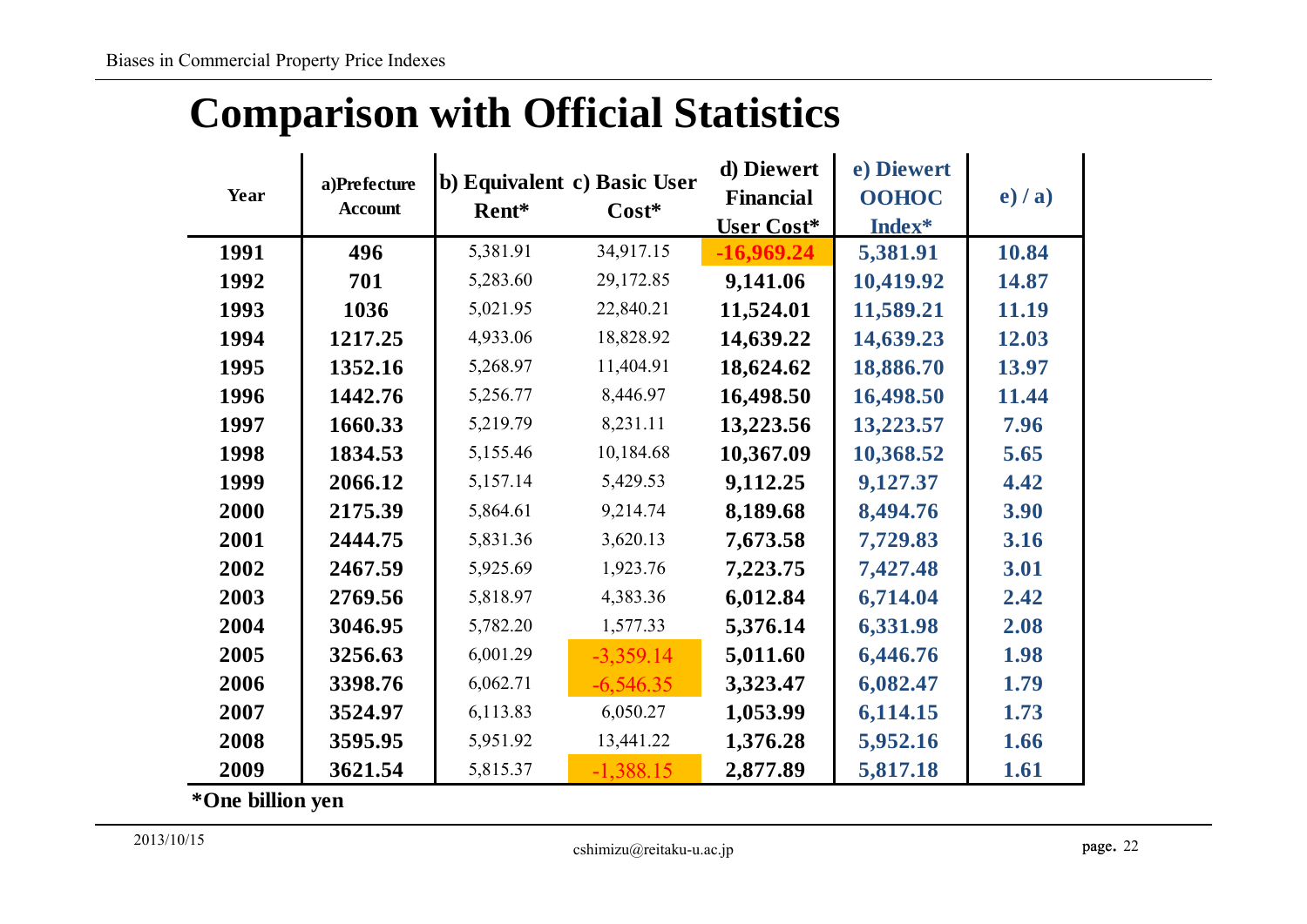# Comparison with Official Statistics

| Year | a)Prefecture Account | b) Equivalent Rent* | c) Basic User Cost* | d) Diewert Financial User Cost* | e) Diewert OOHOC Index* | e) / a) |
|---|---|---|---|---|---|---|
| 1991 | 496 | 5,381.91 | 34,917.15 | -16,969.24 | 5,381.91 | 10.84 |
| 1992 | 701 | 5,283.60 | 29,172.85 | 9,141.06 | 10,419.92 | 14.87 |
| 1993 | 1036 | 5,021.95 | 22,840.21 | 11,524.01 | 11,589.21 | 11.19 |
| 1994 | 1217.25 | 4,933.06 | 18,828.92 | 14,639.22 | 14,639.23 | 12.03 |
| 1995 | 1352.16 | 5,268.97 | 11,404.91 | 18,624.62 | 18,886.70 | 13.97 |
| 1996 | 1442.76 | 5,256.77 | 8,446.97 | 16,498.50 | 16,498.50 | 11.44 |
| 1997 | 1660.33 | 5,219.79 | 8,231.11 | 13,223.56 | 13,223.57 | 7.96 |
| 1998 | 1834.53 | 5,155.46 | 10,184.68 | 10,367.09 | 10,368.52 | 5.65 |
| 1999 | 2066.12 | 5,157.14 | 5,429.53 | 9,112.25 | 9,127.37 | 4.42 |
| 2000 | 2175.39 | 5,864.61 | 9,214.74 | 8,189.68 | 8,494.76 | 3.90 |
| 2001 | 2444.75 | 5,831.36 | 3,620.13 | 7,673.58 | 7,729.83 | 3.16 |
| 2002 | 2467.59 | 5,925.69 | 1,923.76 | 7,223.75 | 7,427.48 | 3.01 |
| 2003 | 2769.56 | 5,818.97 | 4,383.36 | 6,012.84 | 6,714.04 | 2.42 |
| 2004 | 3046.95 | 5,782.20 | 1,577.33 | 5,376.14 | 6,331.98 | 2.08 |
| 2005 | 3256.63 | 6,001.29 | -3,359.14 | 5,011.60 | 6,446.76 | 1.98 |
| 2006 | 3398.76 | 6,062.71 | -6,546.35 | 3,323.47 | 6,082.47 | 1.79 |
| 2007 | 3524.97 | 6,113.83 | 6,050.27 | 1,053.99 | 6,114.15 | 1.73 |
| 2008 | 3595.95 | 5,951.92 | 13,441.22 | 1,376.28 | 5,952.16 | 1.66 |
| 2009 | 3621.54 | 5,815.37 | -1,388.15 | 2,877.89 | 5,817.18 | 1.61 |

**\*One billion yen**